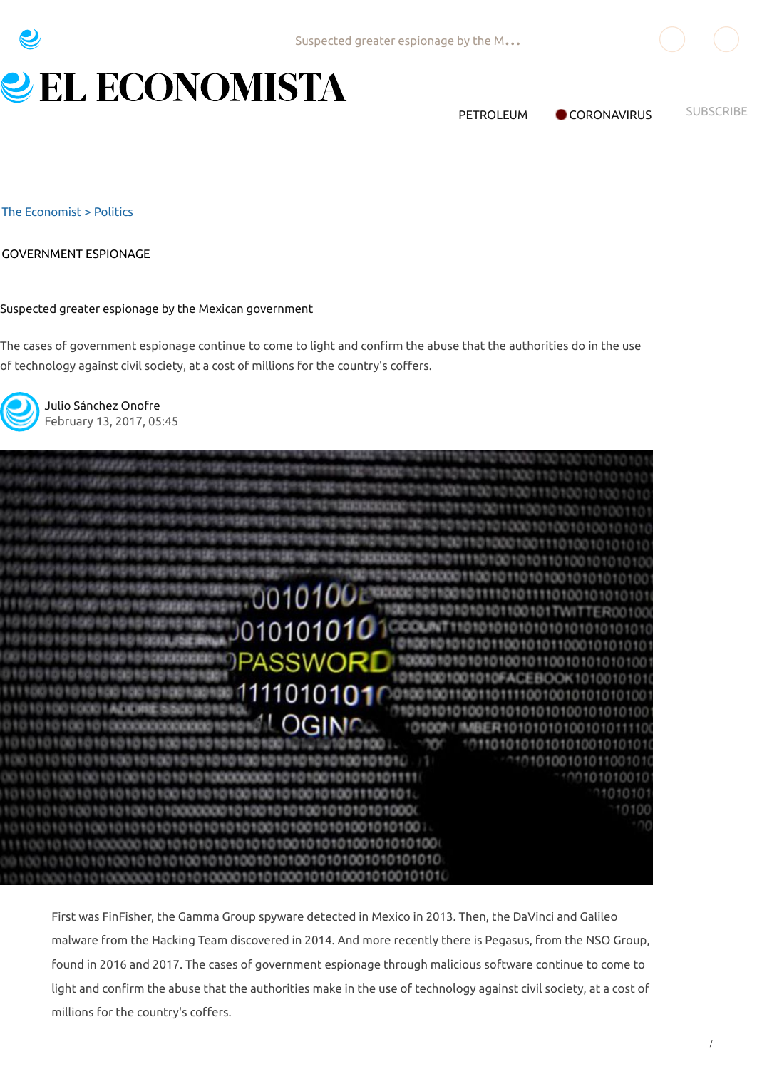# EL ECONOMISTA

PETROLEUM CORONAVIRUS SUBSCRIBE

The Economist > Politics

GOVERNMENT ESPIONAGE

## Suspected greater espionage by the Mexican government

The cases of government espionage continue to come to light and confirm the abuse that the authorities do in the use of technology against civil society, at a cost of millions for the country's coffers.

Julio Sánchez Onofre
February 13, 2017, 05:45

First was FinFisher, the Gamma Group spyware detected in Mexico in 2013. Then, the DaVinci and Galileo malware from the Hacking Team discovered in 2014. And more recently there is Pegasus, from the NSO Group, found in 2016 and 2017. The cases of government espionage through malicious software continue to come to light and confirm the abuse that the authorities make in the use of technology against civil society, at a cost of millions for the country's coffers.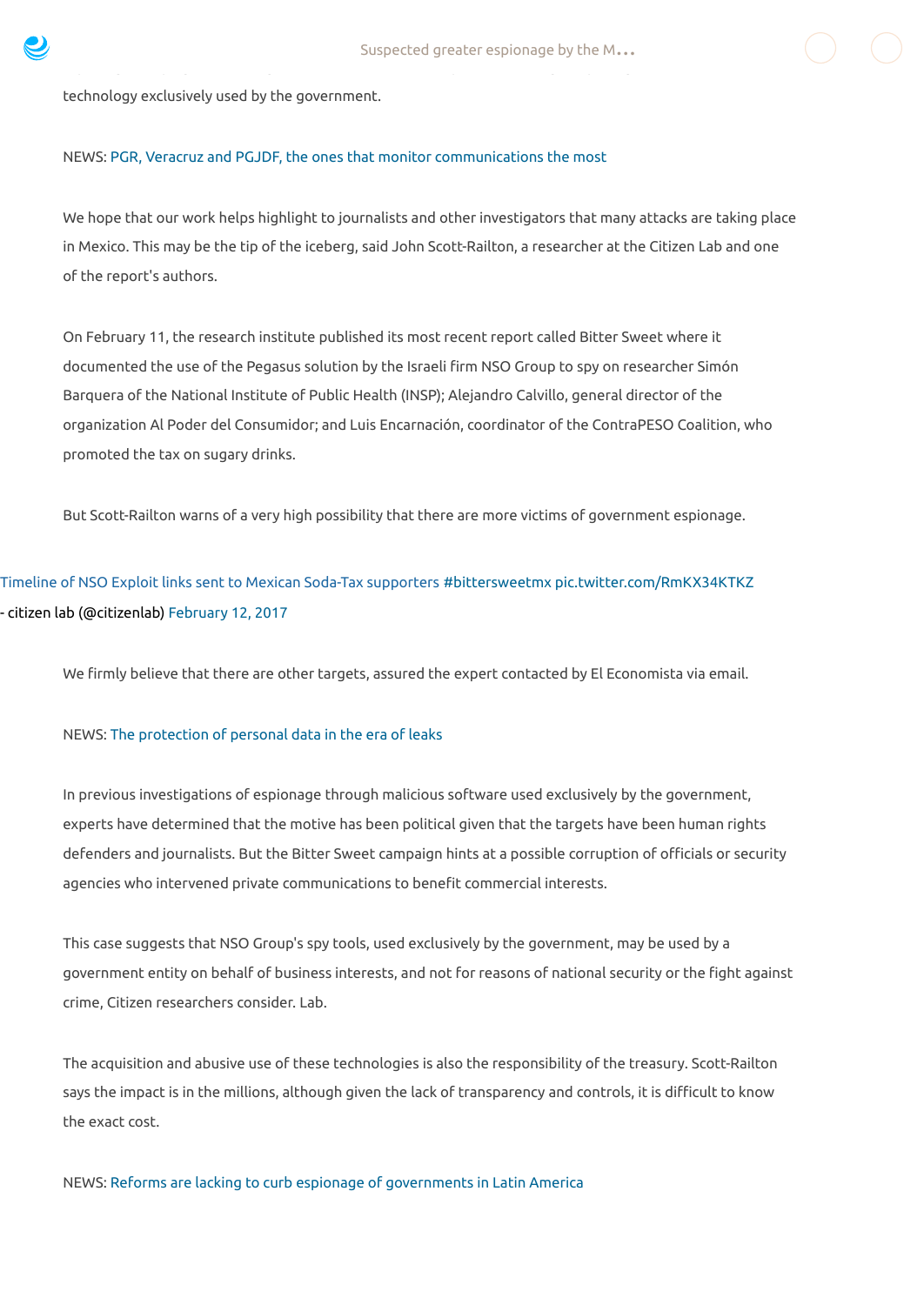technology exclusively used by the government.

NEWS: PGR, Veracruz and PGJDF, the ones that monitor communications the most

We hope that our work helps highlight to journalists and other investigators that many attacks are taking place in Mexico. This may be the tip of the iceberg, said John Scott-Railton, a researcher at the Citizen Lab and one of the report's authors.

On February 11, the research institute published its most recent report called Bitter Sweet where it documented the use of the Pegasus solution by the Israeli firm NSO Group to spy on researcher Simón Barquera of the National Institute of Public Health (INSP); Alejandro Calvillo, general director of the organization Al Poder del Consumidor; and Luis Encarnación, coordinator of the ContraPESO Coalition, who promoted the tax on sugary drinks.

But Scott-Railton warns of a very high possibility that there are more victims of government espionage.

Timeline of NSO Exploit links sent to Mexican Soda-Tax supporters #bittersweetmx pic.twitter.com/RmKX34KTKZ

- citizen lab (@citizenlab) February 12, 2017

We firmly believe that there are other targets, assured the expert contacted by El Economista via email.

NEWS: The protection of personal data in the era of leaks

In previous investigations of espionage through malicious software used exclusively by the government, experts have determined that the motive has been political given that the targets have been human rights defenders and journalists. But the Bitter Sweet campaign hints at a possible corruption of officials or security agencies who intervened private communications to benefit commercial interests.

This case suggests that NSO Group's spy tools, used exclusively by the government, may be used by a government entity on behalf of business interests, and not for reasons of national security or the fight against crime, Citizen researchers consider. Lab.

The acquisition and abusive use of these technologies is also the responsibility of the treasury. Scott-Railton says the impact is in the millions, although given the lack of transparency and controls, it is difficult to know the exact cost.

NEWS: Reforms are lacking to curb espionage of governments in Latin America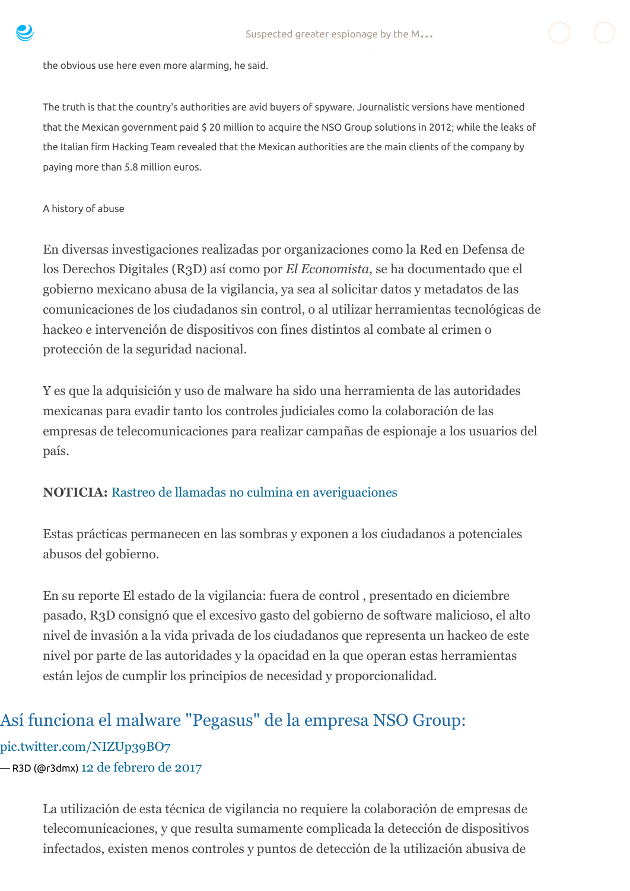the obvious use here even more alarming, he said.

The truth is that the country's authorities are avid buyers of spyware. Journalistic versions have mentioned that the Mexican government paid $ 20 million to acquire the NSO Group solutions in 2012; while the leaks of the Italian firm Hacking Team revealed that the Mexican authorities are the main clients of the company by paying more than 5.8 million euros.

A history of abuse

En diversas investigaciones realizadas por organizaciones como la Red en Defensa de los Derechos Digitales (R3D) así como por *El Economista*, se ha documentado que el gobierno mexicano abusa de la vigilancia, ya sea al solicitar datos y metadatos de las comunicaciones de los ciudadanos sin control, o al utilizar herramientas tecnológicas de hackeo e intervención de dispositivos con fines distintos al combate al crimen o protección de la seguridad nacional.

Y es que la adquisición y uso de malware ha sido una herramienta de las autoridades mexicanas para evadir tanto los controles judiciales como la colaboración de las empresas de telecomunicaciones para realizar campañas de espionaje a los usuarios del país.

**NOTICIA:** Rastreo de llamadas no culmina en averiguaciones

Estas prácticas permanecen en las sombras y exponen a los ciudadanos a potenciales abusos del gobierno.

En su reporte El estado de la vigilancia: fuera de control , presentado en diciembre pasado, R3D consignó que el excesivo gasto del gobierno de software malicioso, el alto nivel de invasión a la vida privada de los ciudadanos que representa un hackeo de este nivel por parte de las autoridades y la opacidad en la que operan estas herramientas están lejos de cumplir los principios de necesidad y proporcionalidad.

Así funciona el malware "Pegasus" de la empresa NSO Group: pic.twitter.com/NIZUp39BO7

— R3D (@r3dmx) 12 de febrero de 2017

La utilización de esta técnica de vigilancia no requiere la colaboración de empresas de telecomunicaciones, y que resulta sumamente complicada la detección de dispositivos infectados, existen menos controles y puntos de detección de la utilización abusiva de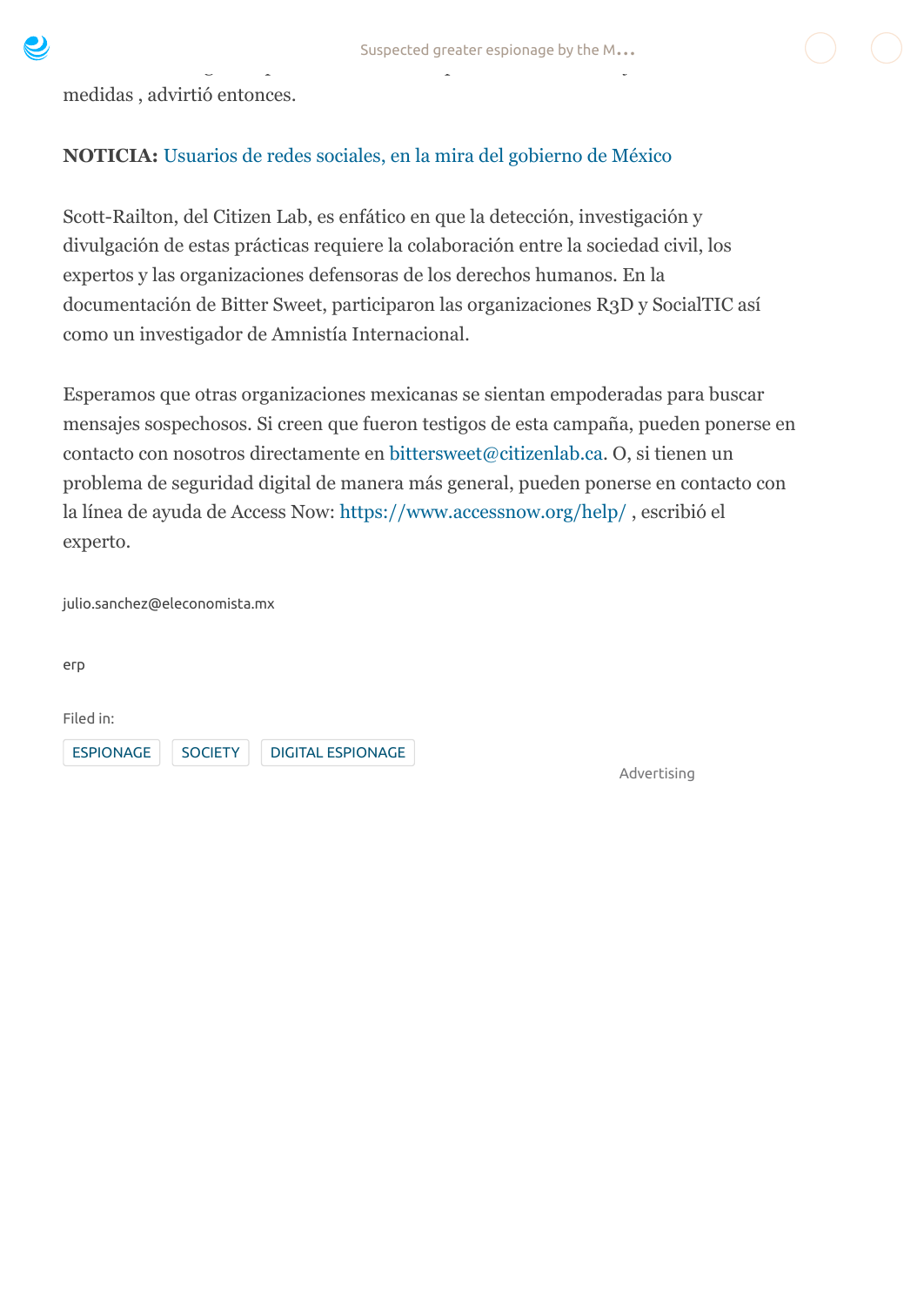medidas , advirtió entonces.

**NOTICIA:** Usuarios de redes sociales, en la mira del gobierno de México

Scott-Railton, del Citizen Lab, es enfático en que la detección, investigación y divulgación de estas prácticas requiere la colaboración entre la sociedad civil, los expertos y las organizaciones defensoras de los derechos humanos. En la documentación de Bitter Sweet, participaron las organizaciones R3D y SocialTIC así como un investigador de Amnistía Internacional.

Esperamos que otras organizaciones mexicanas se sientan empoderadas para buscar mensajes sospechosos. Si creen que fueron testigos de esta campaña, pueden ponerse en contacto con nosotros directamente en bittersweet@citizenlab.ca. O, si tienen un problema de seguridad digital de manera más general, pueden ponerse en contacto con la línea de ayuda de Access Now: https://www.accessnow.org/help/ , escribió el experto.

julio.sanchez@eleconomista.mx

erp

Filed in:

ESPIONAGE SOCIETY DIGITAL ESPIONAGE

Advertising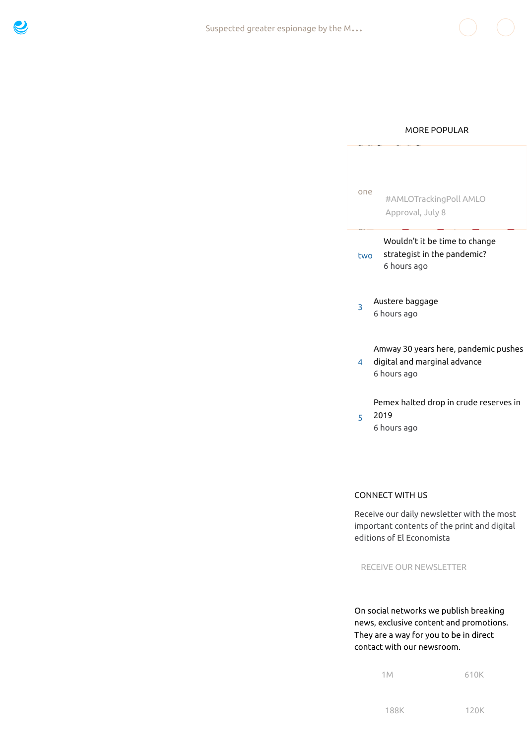## MORE POPULAR

one #AMLOTrackingPoll AMLO Approval, July 8

two Wouldn't it be time to change strategist in the pandemic?
6 hours ago

3 Austere baggage
6 hours ago

4 Amway 30 years here, pandemic pushes digital and marginal advance
6 hours ago

5 Pemex halted drop in crude reserves in 2019
6 hours ago

## CONNECT WITH US

Receive our daily newsletter with the most important contents of the print and digital editions of El Economista

RECEIVE OUR NEWSLETTER

On social networks we publish breaking news, exclusive content and promotions. They are a way for you to be in direct contact with our newsroom.

1M 610K

188K 120K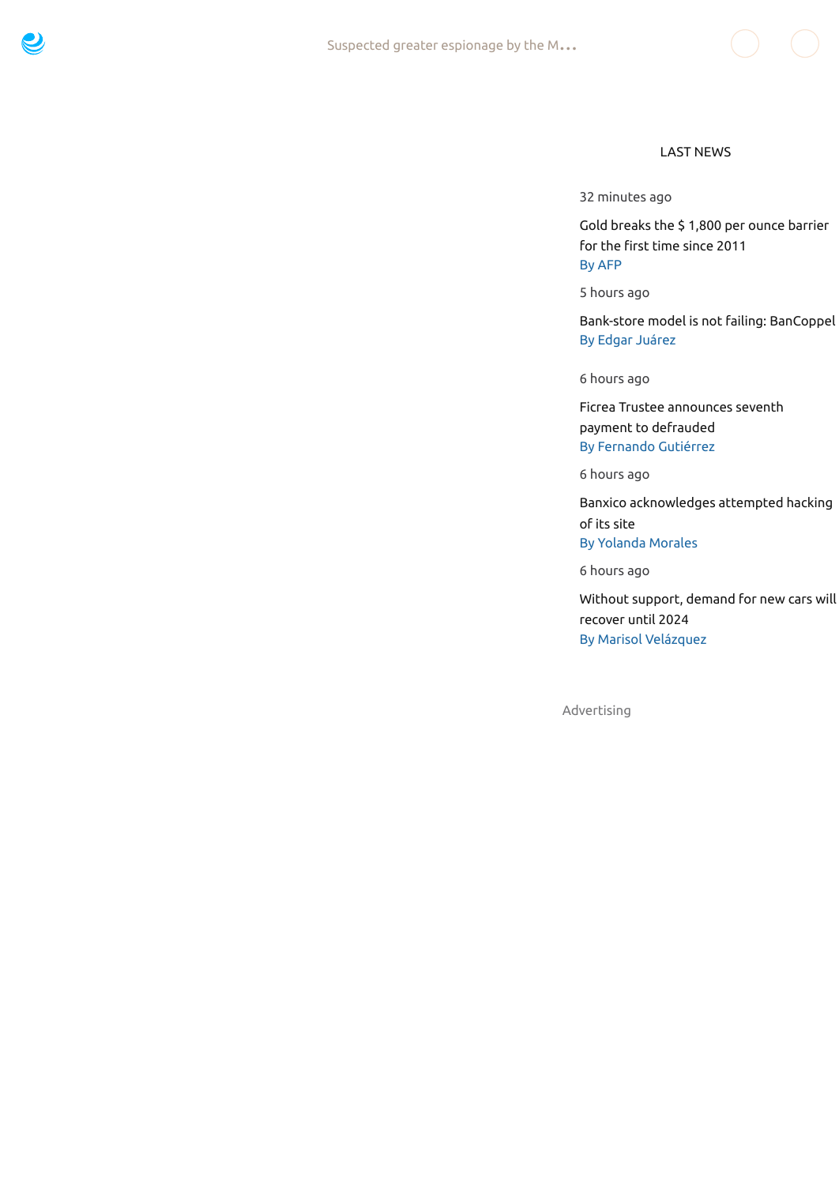## LAST NEWS

32 minutes ago

Gold breaks the $ 1,800 per ounce barrier for the first time since 2011
By AFP

5 hours ago

Bank-store model is not failing: BanCoppel
By Edgar Juárez

6 hours ago

Ficrea Trustee announces seventh payment to defrauded
By Fernando Gutiérrez

6 hours ago

Banxico acknowledges attempted hacking of its site
By Yolanda Morales

6 hours ago

Without support, demand for new cars will recover until 2024
By Marisol Velázquez

Advertising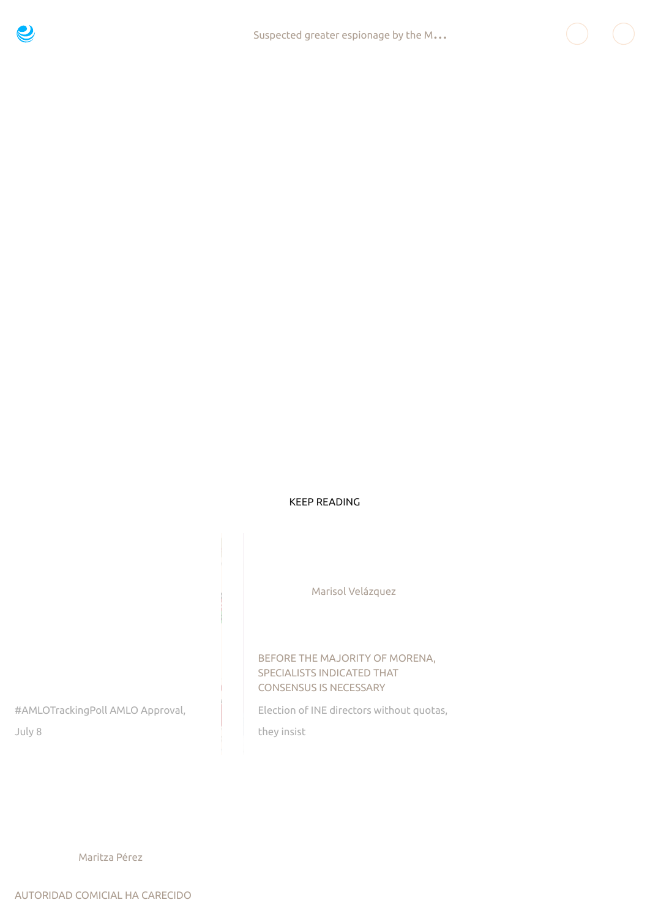KEEP READING

#AMLOTrackingPoll AMLO Approval, July 8

Marisol Velázquez

BEFORE THE MAJORITY OF MORENA, SPECIALISTS INDICATED THAT CONSENSUS IS NECESSARY

Election of INE directors without quotas, they insist

Maritza Pérez

AUTORIDAD COMICIAL HA CARECIDO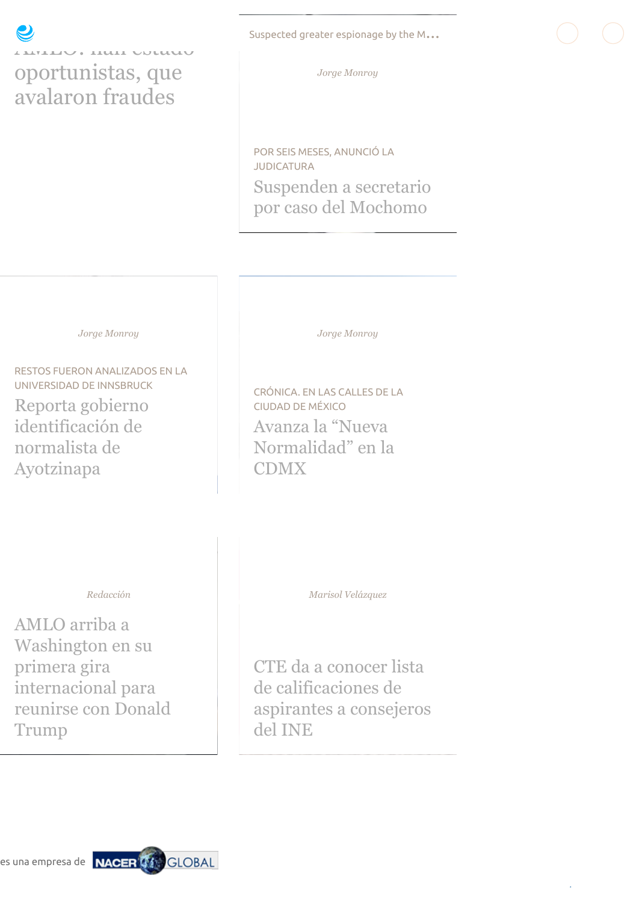oportunistas, que avalaron fraudes

Suspected greater espionage by the M...

*Jorge Monroy*

POR SEIS MESES, ANUNCIÓ LA JUDICATURA

## Suspenden a secretario por caso del Mochomo

*Jorge Monroy*

RESTOS FUERON ANALIZADOS EN LA UNIVERSIDAD DE INNSBRUCK

## Reporta gobierno identificación de normalista de Ayotzinapa

*Jorge Monroy*

CRÓNICA. EN LAS CALLES DE LA CIUDAD DE MÉXICO

## Avanza la “Nueva Normalidad” en la CDMX

*Redacción*

## AMLO arriba a Washington en su primera gira internacional para reunirse con Donald Trump

*Marisol Velázquez*

## CTE da a conocer lista de calificaciones de aspirantes a consejeros del INE

es una empresa de NACER GLOBAL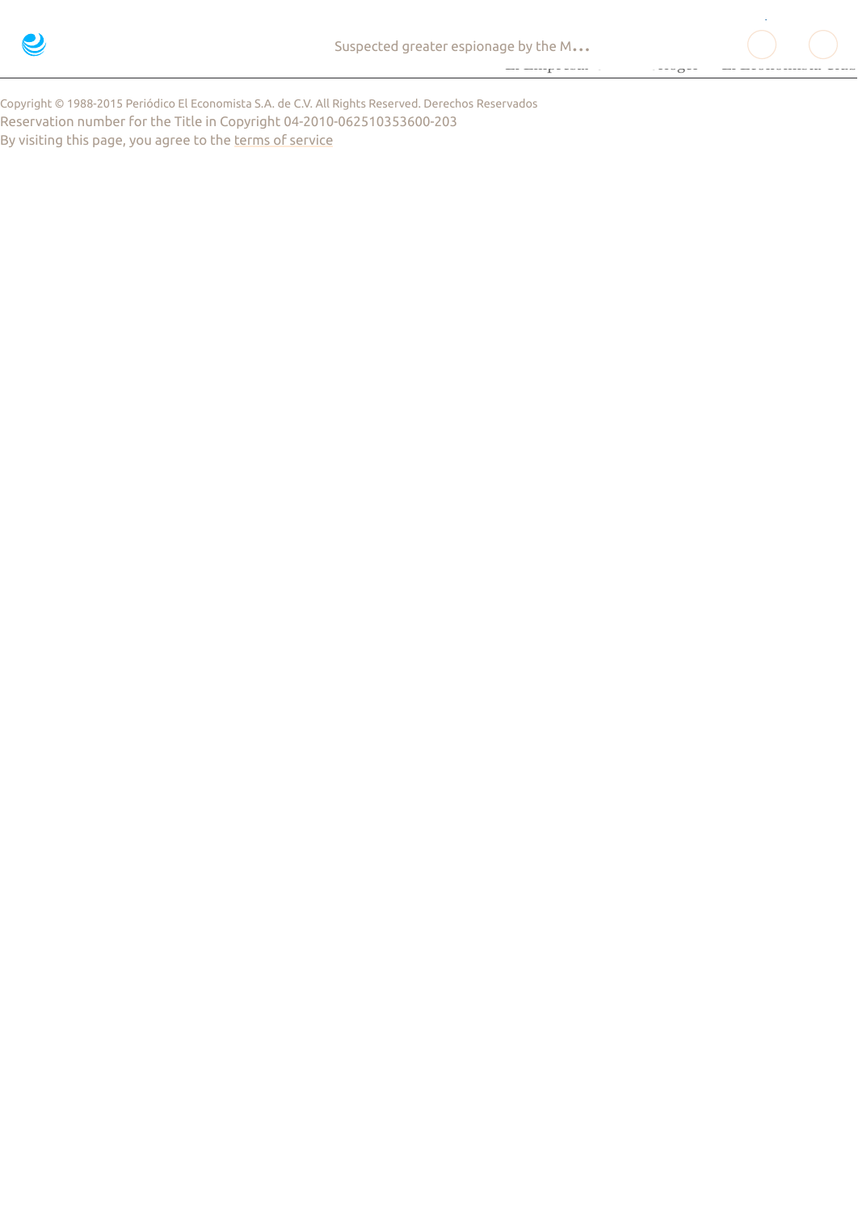Copyright © 1988-2015 Periódico El Economista S.A. de C.V. All Rights Reserved. Derechos Reservados

Reservation number for the Title in Copyright 04-2010-062510353600-203

By visiting this page, you agree to the terms of service